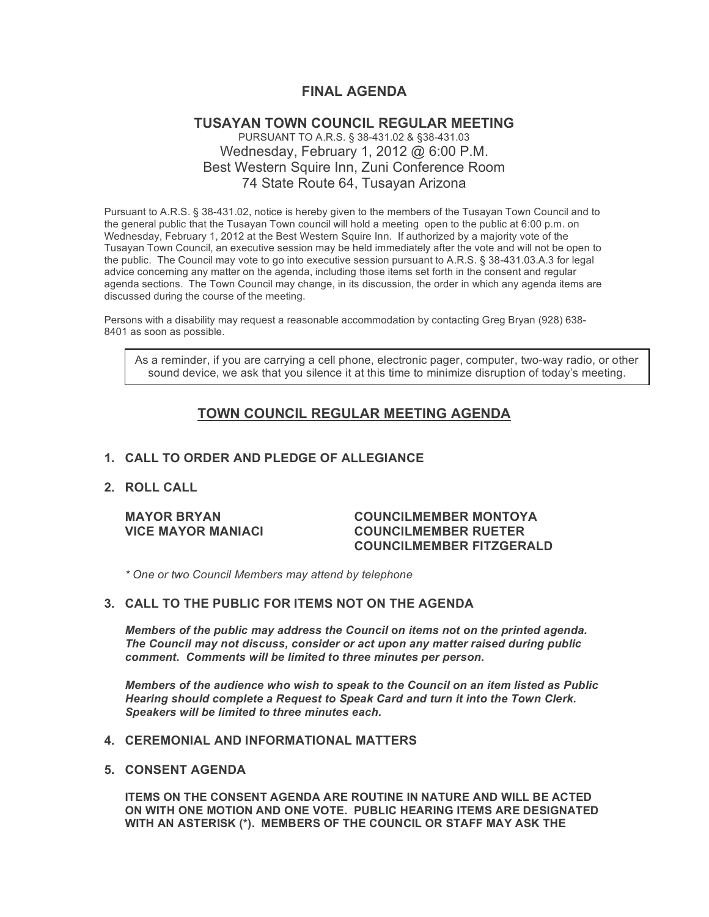# FINAL AGENDA

## TUSAYAN TOWN COUNCIL REGULAR MEETING

PURSUANT TO A.R.S. § 38-431.02 & §38-431.03
Wednesday, February 1, 2012 @ 6:00 P.M.
Best Western Squire Inn, Zuni Conference Room
74 State Route 64, Tusayan Arizona

Pursuant to A.R.S. § 38-431.02, notice is hereby given to the members of the Tusayan Town Council and to the general public that the Tusayan Town council will hold a meeting open to the public at 6:00 p.m. on Wednesday, February 1, 2012 at the Best Western Squire Inn. If authorized by a majority vote of the Tusayan Town Council, an executive session may be held immediately after the vote and will not be open to the public. The Council may vote to go into executive session pursuant to A.R.S. § 38-431.03.A.3 for legal advice concerning any matter on the agenda, including those items set forth in the consent and regular agenda sections. The Town Council may change, in its discussion, the order in which any agenda items are discussed during the course of the meeting.

Persons with a disability may request a reasonable accommodation by contacting Greg Bryan (928) 638-8401 as soon as possible.

As a reminder, if you are carrying a cell phone, electronic pager, computer, two-way radio, or other sound device, we ask that you silence it at this time to minimize disruption of today's meeting.

## TOWN COUNCIL REGULAR MEETING AGENDA

**1. CALL TO ORDER AND PLEDGE OF ALLEGIANCE**

**2. ROLL CALL**

**MAYOR BRYAN**
**VICE MAYOR MANIACI**
**COUNCILMEMBER MONTOYA**
**COUNCILMEMBER RUETER**
**COUNCILMEMBER FITZGERALD**

*\* One or two Council Members may attend by telephone*

**3. CALL TO THE PUBLIC FOR ITEMS NOT ON THE AGENDA**

***Members of the public may address the Council on items not on the printed agenda. The Council may not discuss, consider or act upon any matter raised during public comment. Comments will be limited to three minutes per person.***

***Members of the audience who wish to speak to the Council on an item listed as Public Hearing should complete a Request to Speak Card and turn it into the Town Clerk. Speakers will be limited to three minutes each.***

**4. CEREMONIAL AND INFORMATIONAL MATTERS**

**5. CONSENT AGENDA**

**ITEMS ON THE CONSENT AGENDA ARE ROUTINE IN NATURE AND WILL BE ACTED ON WITH ONE MOTION AND ONE VOTE. PUBLIC HEARING ITEMS ARE DESIGNATED WITH AN ASTERISK (*). MEMBERS OF THE COUNCIL OR STAFF MAY ASK THE**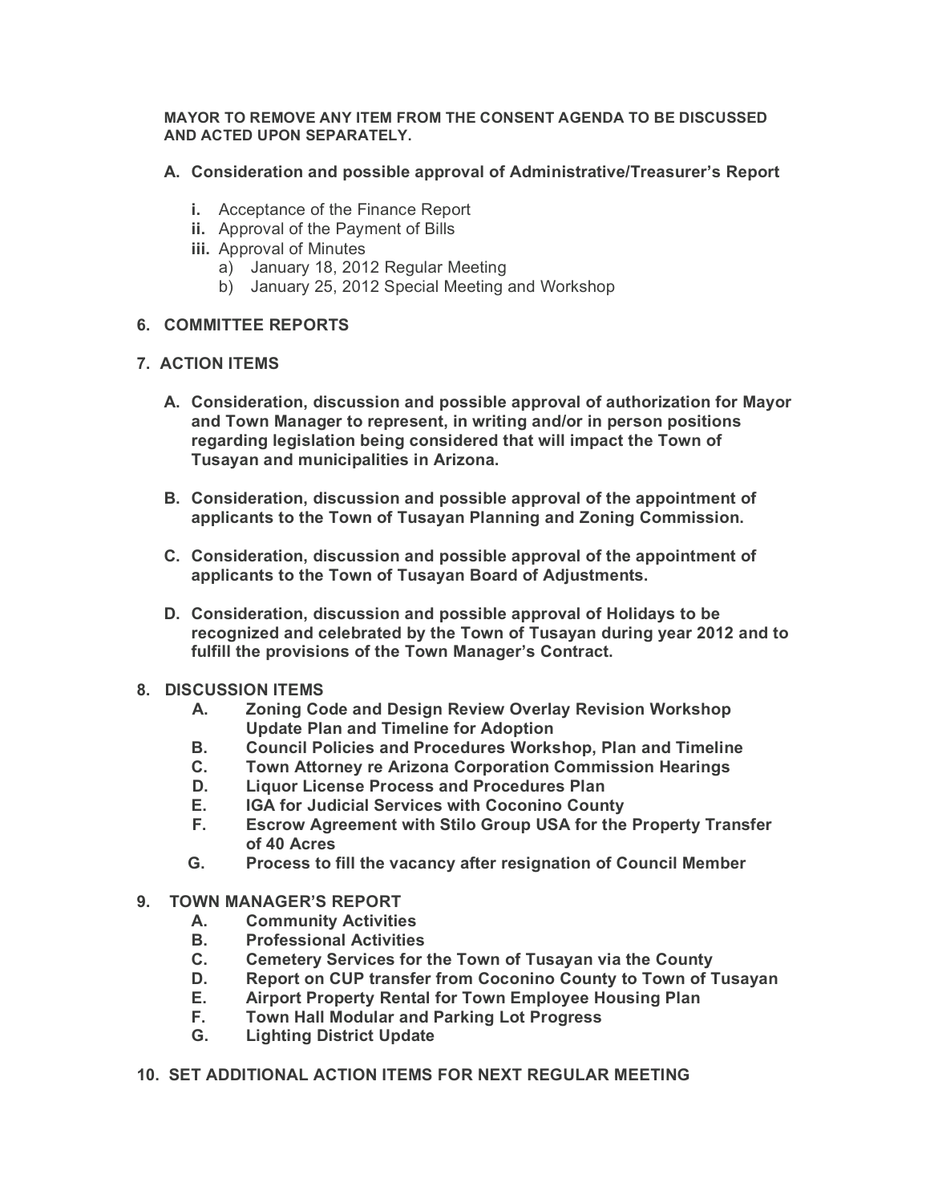**MAYOR TO REMOVE ANY ITEM FROM THE CONSENT AGENDA TO BE DISCUSSED AND ACTED UPON SEPARATELY.**

**A. Consideration and possible approval of Administrative/Treasurer's Report**

- **i.** Acceptance of the Finance Report
- **ii.** Approval of the Payment of Bills
- **iii.** Approval of Minutes
  - a) January 18, 2012 Regular Meeting
  - b) January 25, 2012 Special Meeting and Workshop

**6. COMMITTEE REPORTS**

**7. ACTION ITEMS**

**A. Consideration, discussion and possible approval of authorization for Mayor and Town Manager to represent, in writing and/or in person positions regarding legislation being considered that will impact the Town of Tusayan and municipalities in Arizona.**

**B. Consideration, discussion and possible approval of the appointment of applicants to the Town of Tusayan Planning and Zoning Commission.**

**C. Consideration, discussion and possible approval of the appointment of applicants to the Town of Tusayan Board of Adjustments.**

**D. Consideration, discussion and possible approval of Holidays to be recognized and celebrated by the Town of Tusayan during year 2012 and to fulfill the provisions of the Town Manager's Contract.**

**8. DISCUSSION ITEMS**

- **A. Zoning Code and Design Review Overlay Revision Workshop Update Plan and Timeline for Adoption**
- **B. Council Policies and Procedures Workshop, Plan and Timeline**
- **C. Town Attorney re Arizona Corporation Commission Hearings**
- **D. Liquor License Process and Procedures Plan**
- **E. IGA for Judicial Services with Coconino County**
- **F. Escrow Agreement with Stilo Group USA for the Property Transfer of 40 Acres**
- **G. Process to fill the vacancy after resignation of Council Member**

**9. TOWN MANAGER'S REPORT**

- **A. Community Activities**
- **B. Professional Activities**
- **C. Cemetery Services for the Town of Tusayan via the County**
- **D. Report on CUP transfer from Coconino County to Town of Tusayan**
- **E. Airport Property Rental for Town Employee Housing Plan**
- **F. Town Hall Modular and Parking Lot Progress**
- **G. Lighting District Update**

**10. SET ADDITIONAL ACTION ITEMS FOR NEXT REGULAR MEETING**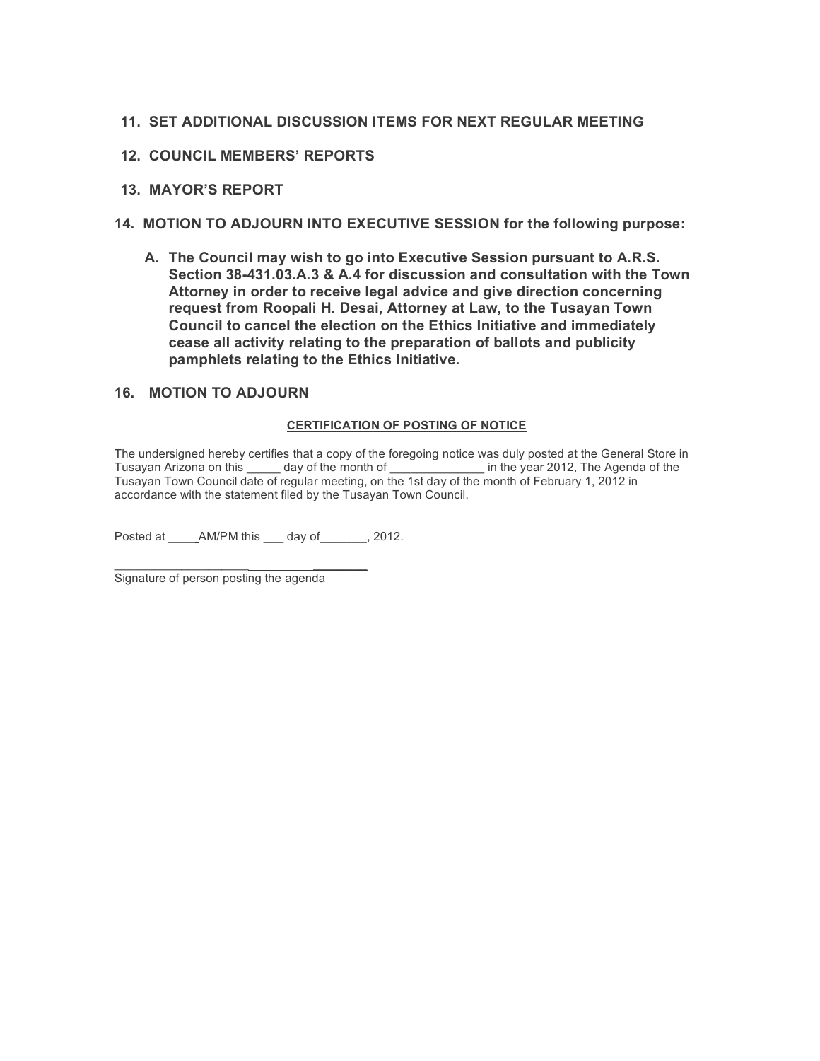**11. SET ADDITIONAL DISCUSSION ITEMS FOR NEXT REGULAR MEETING**

**12. COUNCIL MEMBERS' REPORTS**

**13. MAYOR'S REPORT**

**14. MOTION TO ADJOURN INTO EXECUTIVE SESSION for the following purpose:**

**A. The Council may wish to go into Executive Session pursuant to A.R.S. Section 38-431.03.A.3 & A.4 for discussion and consultation with the Town Attorney in order to receive legal advice and give direction concerning request from Roopali H. Desai, Attorney at Law, to the Tusayan Town Council to cancel the election on the Ethics Initiative and immediately cease all activity relating to the preparation of ballots and publicity pamphlets relating to the Ethics Initiative.**

**16. MOTION TO ADJOURN**

**CERTIFICATION OF POSTING OF NOTICE**

The undersigned hereby certifies that a copy of the foregoing notice was duly posted at the General Store in Tusayan Arizona on this _____ day of the month of ______________ in the year 2012, The Agenda of the Tusayan Town Council date of regular meeting, on the 1st day of the month of February 1, 2012 in accordance with the statement filed by the Tusayan Town Council.

Posted at _____AM/PM this ___ day of_______, 2012.

______________________________

Signature of person posting the agenda